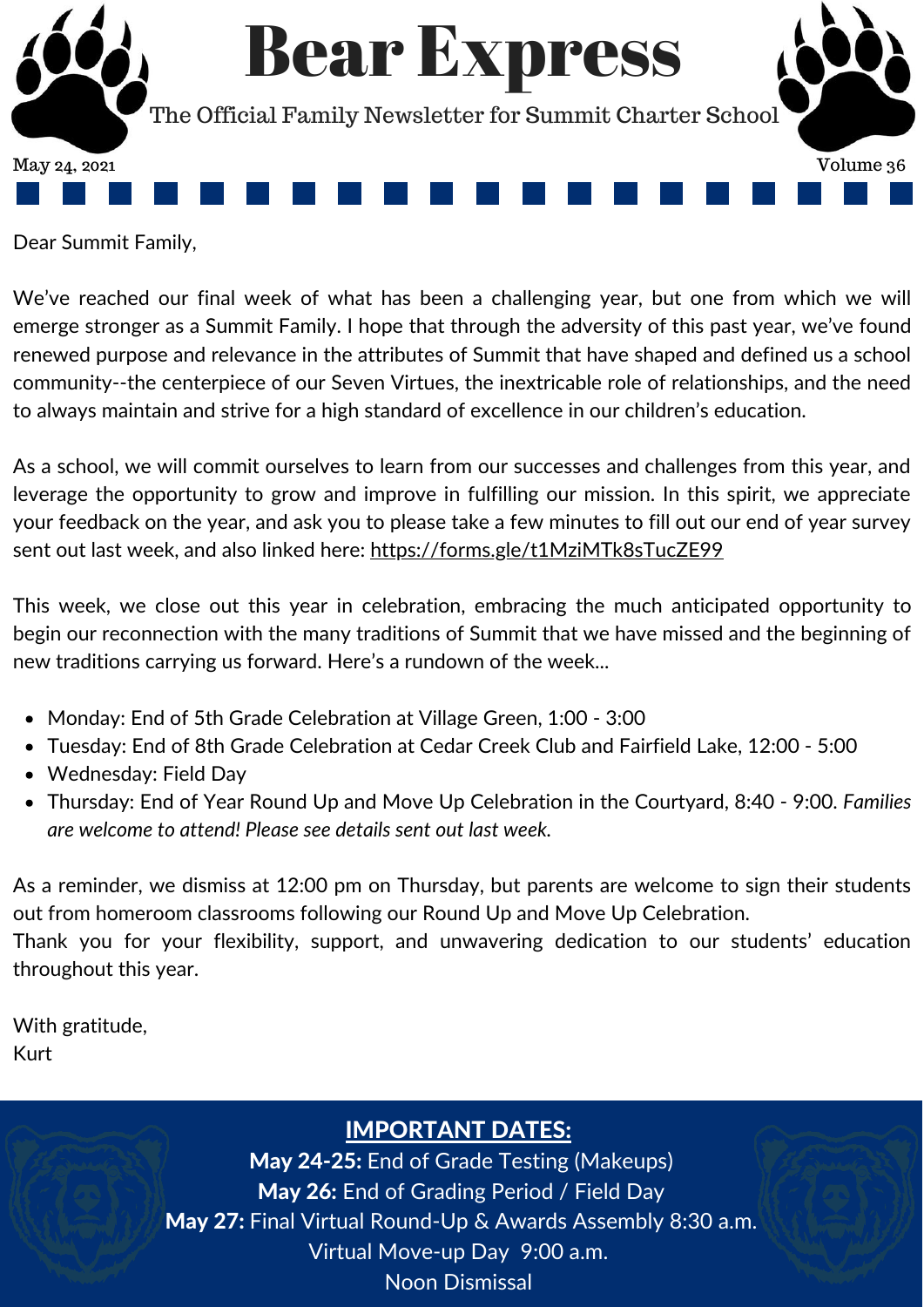# Bear Express

The Official Family Newsletter for Summit Charter School

May 24, 2021 — Volume 36

Dear Summit Family,

We've reached our final week of what has been a challenging year, but one from which we will emerge stronger as a Summit Family. I hope that through the adversity of this past year, we've found renewed purpose and relevance in the attributes of Summit that have shaped and defined us a school community--the centerpiece of our Seven Virtues, the inextricable role of relationships, and the need to always maintain and strive for a high standard of excellence in our children's education.

As a school, we will commit ourselves to learn from our successes and challenges from this year, and leverage the opportunity to grow and improve in fulfilling our mission. In this spirit, we appreciate your feedback on the year, and ask you to please take a few minutes to fill out our end of year survey sent out last week, and also linked here: https://forms.gle/t1MziMTk8sTucZE99

This week, we close out this year in celebration, embracing the much anticipated opportunity to begin our reconnection with the many traditions of Summit that we have missed and the beginning of new traditions carrying us forward. Here's a rundown of the week...

- Monday: End of 5th Grade Celebration at Village Green, 1:00 - 3:00
- Tuesday: End of 8th Grade Celebration at Cedar Creek Club and Fairfield Lake, 12:00 - 5:00
- Wednesday: Field Day
- Thursday: End of Year Round Up and Move Up Celebration in the Courtyard, 8:40 - 9:00. *Families are welcome to attend! Please see details sent out last week.*

As a reminder, we dismiss at 12:00 pm on Thursday, but parents are welcome to sign their students out from homeroom classrooms following our Round Up and Move Up Celebration.
Thank you for your flexibility, support, and unwavering dedication to our students' education throughout this year.

With gratitude,
Kurt

## IMPORTANT DATES:

**May 24-25:** End of Grade Testing (Makeups)
**May 26:** End of Grading Period / Field Day
**May 27:** Final Virtual Round-Up & Awards Assembly 8:30 a.m.
Virtual Move-up Day 9:00 a.m.
Noon Dismissal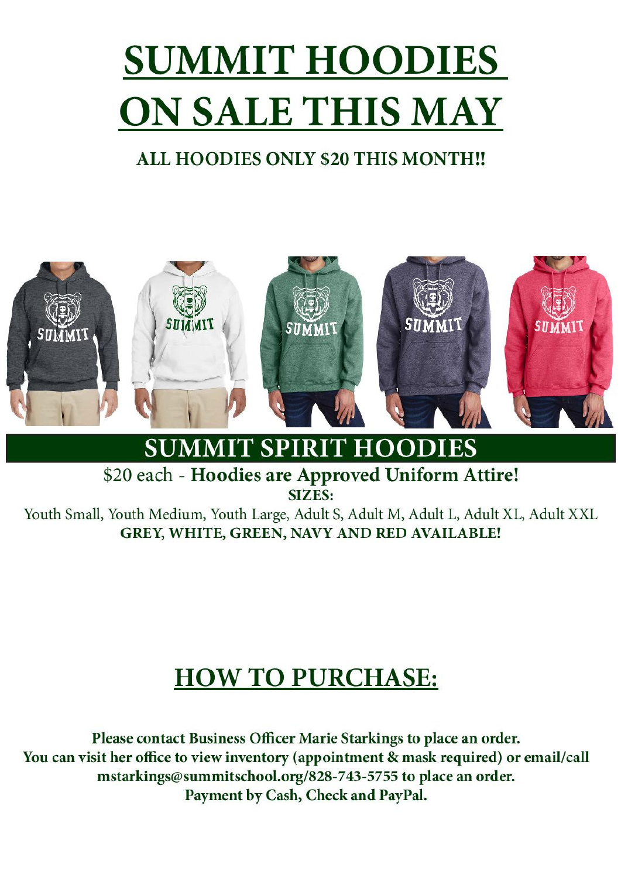# SUMMIT HOODIES ON SALE THIS MAY

**ALL HOODIES ONLY $20 THIS MONTH!!**

## SUMMIT SPIRIT HOODIES

$20 each - **Hoodies are Approved Uniform Attire!**

**SIZES:**

Youth Small, Youth Medium, Youth Large, Adult S, Adult M, Adult L, Adult XL, Adult XXL

**GREY, WHITE, GREEN, NAVY AND RED AVAILABLE!**

## HOW TO PURCHASE:

**Please contact Business Officer Marie Starkings to place an order.**
**You can visit her office to view inventory (appointment & mask required) or email/call mstarkings@summitschool.org/828-743-5755 to place an order.**
**Payment by Cash, Check and PayPal.**